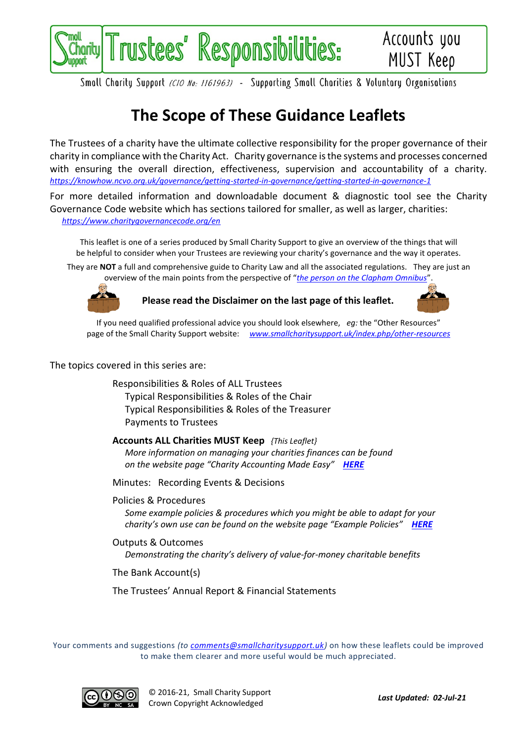# Trustees' Responsibilities: Accounts you MUST Keep

Small Charity Support *(CIO No: 1161963)* - Supporting Small Charities & Voluntary Organisations

## The Scope of These Guidance Leaflets

The Trustees of a charity have the ultimate collective responsibility for the proper governance of their charity in compliance with the Charity Act. Charity governance is the systems and processes concerned with ensuring the overall direction, effectiveness, supervision and accountability of a charity. *https://knowhow.ncvo.org.uk/governance/getting-started-in-governance/getting-started-in-governance-1*

For more detailed information and downloadable document & diagnostic tool see the Charity Governance Code website which has sections tailored for smaller, as well as larger, charities: *https://www.charitygovernancecode.org/en*

This leaflet is one of a series produced by Small Charity Support to give an overview of the things that will be helpful to consider when your Trustees are reviewing your charity's governance and the way it operates.

They are **NOT** a full and comprehensive guide to Charity Law and all the associated regulations. They are just an overview of the main points from the perspective of "*the person on the Clapham Omnibus*".

**Please read the Disclaimer on the last page of this leaflet.**

If you need qualified professional advice you should look elsewhere, *eg:* the "Other Resources" page of the Small Charity Support website: *www.smallcharitysupport.uk/index.php/other-resources*

The topics covered in this series are:

- Responsibilities & Roles of ALL Trustees
  - Typical Responsibilities & Roles of the Chair
  - Typical Responsibilities & Roles of the Treasurer
  - Payments to Trustees
- **Accounts ALL Charities MUST Keep** *{This Leaflet}*
  - *More information on managing your charities finances can be found on the website page "Charity Accounting Made Easy"* ***HERE***
- Minutes: Recording Events & Decisions
- Policies & Procedures
  - *Some example policies & procedures which you might be able to adapt for your charity's own use can be found on the website page "Example Policies"* ***HERE***
- Outputs & Outcomes
  - *Demonstrating the charity's delivery of value-for-money charitable benefits*
- The Bank Account(s)
- The Trustees' Annual Report & Financial Statements

Your comments and suggestions *(to comments@smallcharitysupport.uk)* on how these leaflets could be improved to make them clearer and more useful would be much appreciated.

© 2016-21, Small Charity Support
Crown Copyright Acknowledged

***Last Updated: 02-Jul-21***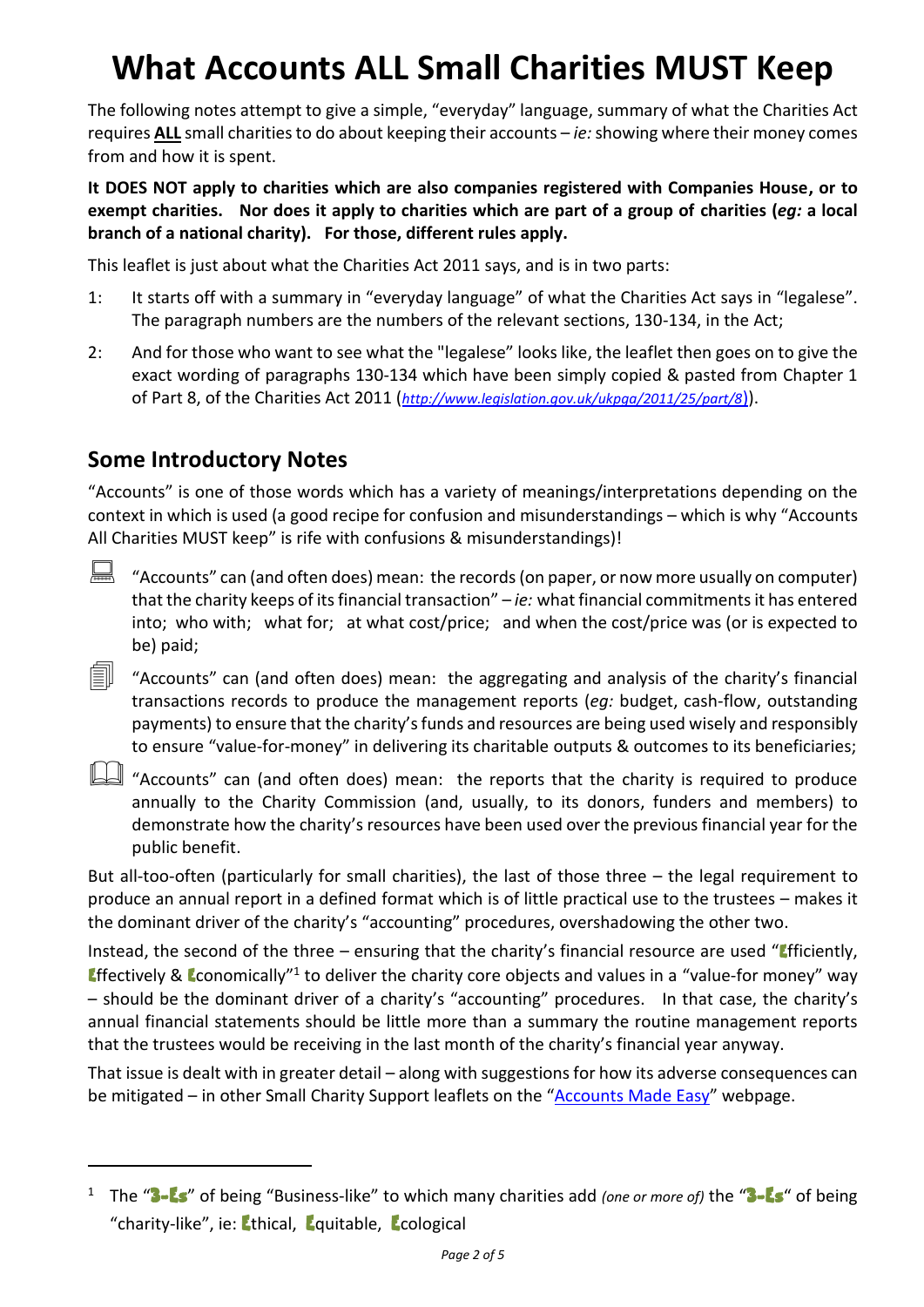# What Accounts ALL Small Charities MUST Keep

The following notes attempt to give a simple, "everyday" language, summary of what the Charities Act requires **ALL** small charities to do about keeping their accounts – *ie:* showing where their money comes from and how it is spent.

**It DOES NOT apply to charities which are also companies registered with Companies House, or to exempt charities. Nor does it apply to charities which are part of a group of charities (*eg:* a local branch of a national charity). For those, different rules apply.**

This leaflet is just about what the Charities Act 2011 says, and is in two parts:

1: It starts off with a summary in "everyday language" of what the Charities Act says in "legalese". The paragraph numbers are the numbers of the relevant sections, 130-134, in the Act;

2: And for those who want to see what the "legalese" looks like, the leaflet then goes on to give the exact wording of paragraphs 130-134 which have been simply copied & pasted from Chapter 1 of Part 8, of the Charities Act 2011 (*http://www.legislation.gov.uk/ukpga/2011/25/part/8*)).

## Some Introductory Notes

"Accounts" is one of those words which has a variety of meanings/interpretations depending on the context in which is used (a good recipe for confusion and misunderstandings – which is why "Accounts All Charities MUST keep" is rife with confusions & misunderstandings)!

- "Accounts" can (and often does) mean: the records (on paper, or now more usually on computer) that the charity keeps of its financial transaction" – *ie:* what financial commitments it has entered into; who with; what for; at what cost/price; and when the cost/price was (or is expected to be) paid;

- "Accounts" can (and often does) mean: the aggregating and analysis of the charity's financial transactions records to produce the management reports (*eg:* budget, cash-flow, outstanding payments) to ensure that the charity's funds and resources are being used wisely and responsibly to ensure "value-for-money" in delivering its charitable outputs & outcomes to its beneficiaries;

- "Accounts" can (and often does) mean: the reports that the charity is required to produce annually to the Charity Commission (and, usually, to its donors, funders and members) to demonstrate how the charity's resources have been used over the previous financial year for the public benefit.

But all-too-often (particularly for small charities), the last of those three – the legal requirement to produce an annual report in a defined format which is of little practical use to the trustees – makes it the dominant driver of the charity's "accounting" procedures, overshadowing the other two.

Instead, the second of the three – ensuring that the charity's financial resource are used "Efficiently, Effectively & Economically"[1] to deliver the charity core objects and values in a "value-for money" way – should be the dominant driver of a charity's "accounting" procedures. In that case, the charity's annual financial statements should be little more than a summary the routine management reports that the trustees would be receiving in the last month of the charity's financial year anyway.

That issue is dealt with in greater detail – along with suggestions for how its adverse consequences can be mitigated – in other Small Charity Support leaflets on the "Accounts Made Easy" webpage.

---

[1] The "3-Es" of being "Business-like" to which many charities add *(one or more of)* the "3-Es" of being "charity-like", ie: Ethical, Equitable, Ecological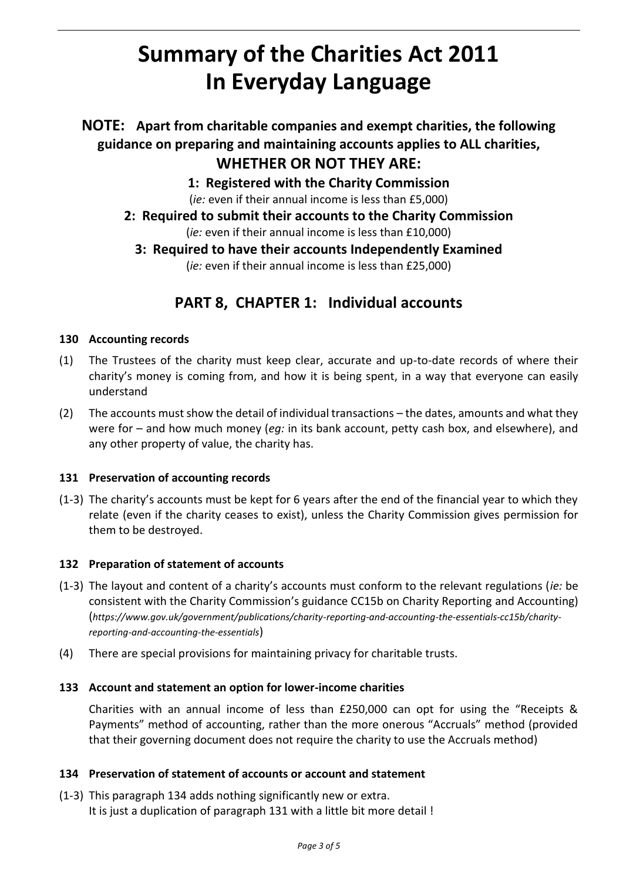# Summary of the Charities Act 2011 In Everyday Language

## NOTE: Apart from charitable companies and exempt charities, the following guidance on preparing and maintaining accounts applies to ALL charities, WHETHER OR NOT THEY ARE:

**1: Registered with the Charity Commission**
(*ie:* even if their annual income is less than £5,000)

**2: Required to submit their accounts to the Charity Commission**
(*ie:* even if their annual income is less than £10,000)

**3: Required to have their accounts Independently Examined**
(*ie:* even if their annual income is less than £25,000)

## PART 8, CHAPTER 1: Individual accounts

### 130 Accounting records

(1) The Trustees of the charity must keep clear, accurate and up-to-date records of where their charity's money is coming from, and how it is being spent, in a way that everyone can easily understand

(2) The accounts must show the detail of individual transactions – the dates, amounts and what they were for – and how much money (*eg:* in its bank account, petty cash box, and elsewhere), and any other property of value, the charity has.

### 131 Preservation of accounting records

(1-3) The charity's accounts must be kept for 6 years after the end of the financial year to which they relate (even if the charity ceases to exist), unless the Charity Commission gives permission for them to be destroyed.

### 132 Preparation of statement of accounts

(1-3) The layout and content of a charity's accounts must conform to the relevant regulations (*ie:* be consistent with the Charity Commission's guidance CC15b on Charity Reporting and Accounting) (*https://www.gov.uk/government/publications/charity-reporting-and-accounting-the-essentials-cc15b/charity-reporting-and-accounting-the-essentials*)

(4) There are special provisions for maintaining privacy for charitable trusts.

### 133 Account and statement an option for lower-income charities

Charities with an annual income of less than £250,000 can opt for using the "Receipts & Payments" method of accounting, rather than the more onerous "Accruals" method (provided that their governing document does not require the charity to use the Accruals method)

### 134 Preservation of statement of accounts or account and statement

(1-3) This paragraph 134 adds nothing significantly new or extra.
It is just a duplication of paragraph 131 with a little bit more detail !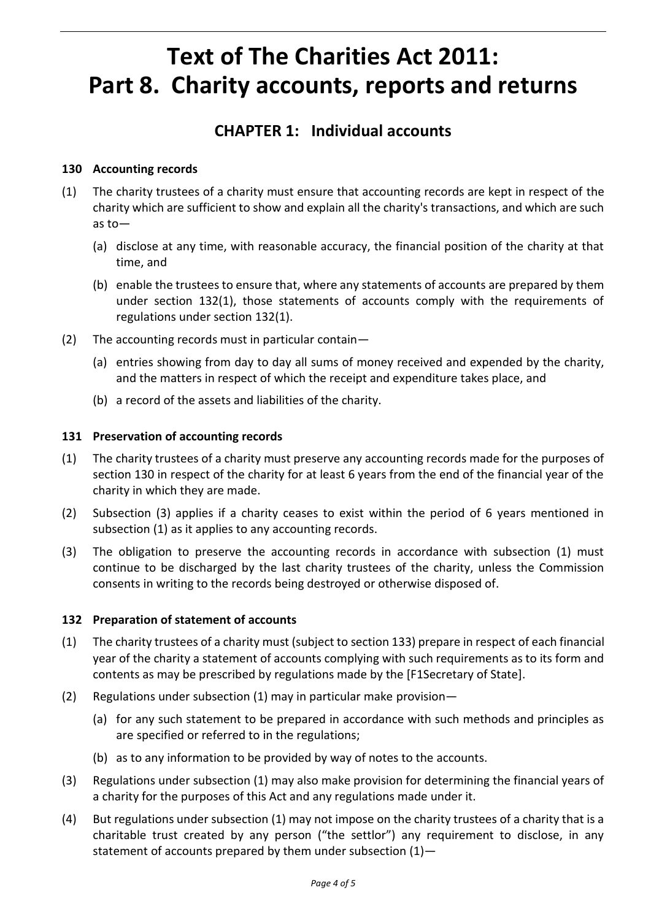# Text of The Charities Act 2011: Part 8. Charity accounts, reports and returns

## CHAPTER 1: Individual accounts

### 130 Accounting records

(1) The charity trustees of a charity must ensure that accounting records are kept in respect of the charity which are sufficient to show and explain all the charity's transactions, and which are such as to—

  (a) disclose at any time, with reasonable accuracy, the financial position of the charity at that time, and

  (b) enable the trustees to ensure that, where any statements of accounts are prepared by them under section 132(1), those statements of accounts comply with the requirements of regulations under section 132(1).

(2) The accounting records must in particular contain—

  (a) entries showing from day to day all sums of money received and expended by the charity, and the matters in respect of which the receipt and expenditure takes place, and

  (b) a record of the assets and liabilities of the charity.

### 131 Preservation of accounting records

(1) The charity trustees of a charity must preserve any accounting records made for the purposes of section 130 in respect of the charity for at least 6 years from the end of the financial year of the charity in which they are made.

(2) Subsection (3) applies if a charity ceases to exist within the period of 6 years mentioned in subsection (1) as it applies to any accounting records.

(3) The obligation to preserve the accounting records in accordance with subsection (1) must continue to be discharged by the last charity trustees of the charity, unless the Commission consents in writing to the records being destroyed or otherwise disposed of.

### 132 Preparation of statement of accounts

(1) The charity trustees of a charity must (subject to section 133) prepare in respect of each financial year of the charity a statement of accounts complying with such requirements as to its form and contents as may be prescribed by regulations made by the [F1Secretary of State].

(2) Regulations under subsection (1) may in particular make provision—

  (a) for any such statement to be prepared in accordance with such methods and principles as are specified or referred to in the regulations;

  (b) as to any information to be provided by way of notes to the accounts.

(3) Regulations under subsection (1) may also make provision for determining the financial years of a charity for the purposes of this Act and any regulations made under it.

(4) But regulations under subsection (1) may not impose on the charity trustees of a charity that is a charitable trust created by any person ("the settlor") any requirement to disclose, in any statement of accounts prepared by them under subsection (1)—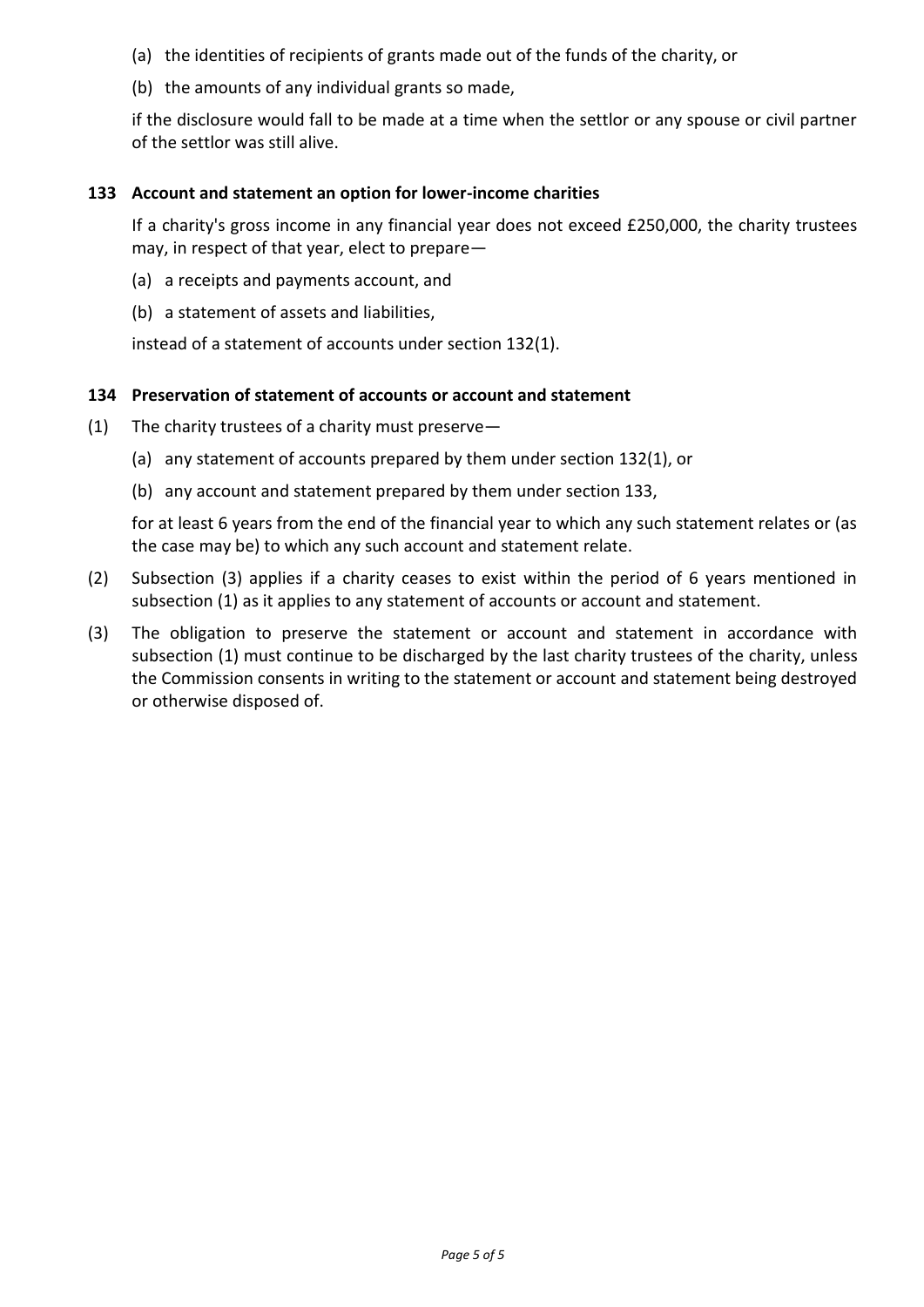(a) the identities of recipients of grants made out of the funds of the charity, or

(b) the amounts of any individual grants so made,

if the disclosure would fall to be made at a time when the settlor or any spouse or civil partner of the settlor was still alive.

### 133 Account and statement an option for lower-income charities

If a charity's gross income in any financial year does not exceed £250,000, the charity trustees may, in respect of that year, elect to prepare—

(a) a receipts and payments account, and

(b) a statement of assets and liabilities,

instead of a statement of accounts under section 132(1).

### 134 Preservation of statement of accounts or account and statement

(1) The charity trustees of a charity must preserve—

(a) any statement of accounts prepared by them under section 132(1), or

(b) any account and statement prepared by them under section 133,

for at least 6 years from the end of the financial year to which any such statement relates or (as the case may be) to which any such account and statement relate.

(2) Subsection (3) applies if a charity ceases to exist within the period of 6 years mentioned in subsection (1) as it applies to any statement of accounts or account and statement.

(3) The obligation to preserve the statement or account and statement in accordance with subsection (1) must continue to be discharged by the last charity trustees of the charity, unless the Commission consents in writing to the statement or account and statement being destroyed or otherwise disposed of.